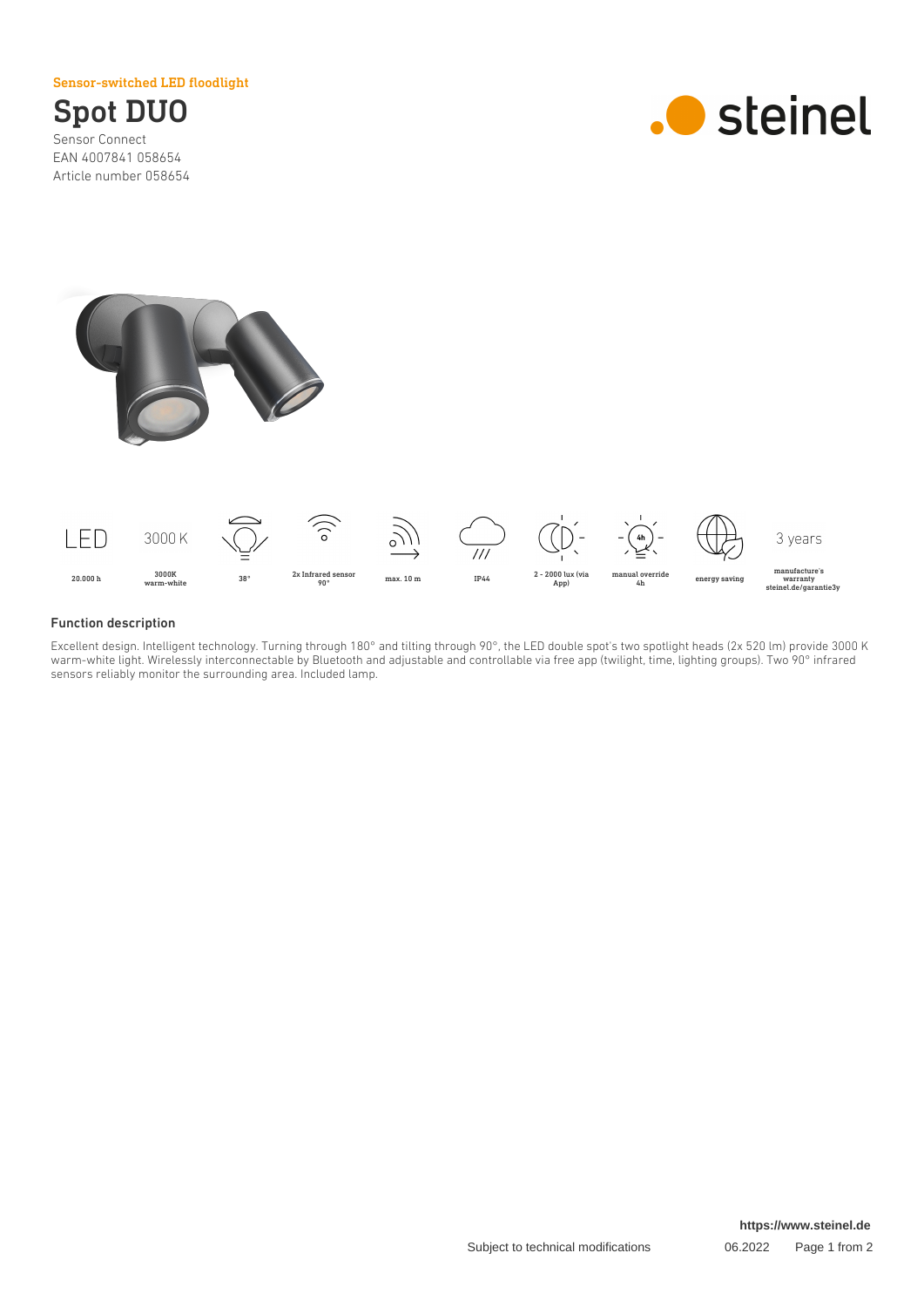Sensor-switched LED floodlight

# Spot DUO

Sensor Connect
EAN 4007841 058654
Article number 058654

steinel

| LED | 3000 K | | | | | | | | 3 years |
|---|---|---|---|---|---|---|---|---|---|
| 20.000 h | 3000K warm-white | 38° | 2x Infrared sensor 90° | max. 10 m | IP44 | 2 - 2000 lux (via App) | manual override 4h | energy saving | manufacture's warranty steinel.de/garantie3y |

## Function description

Excellent design. Intelligent technology. Turning through 180° and tilting through 90°, the LED double spot's two spotlight heads (2x 520 lm) provide 3000 K warm-white light. Wirelessly interconnectable by Bluetooth and adjustable and controllable via free app (twilight, time, lighting groups). Two 90° infrared sensors reliably monitor the surrounding area. Included lamp.

https://www.steinel.de

Subject to technical modifications 06.2022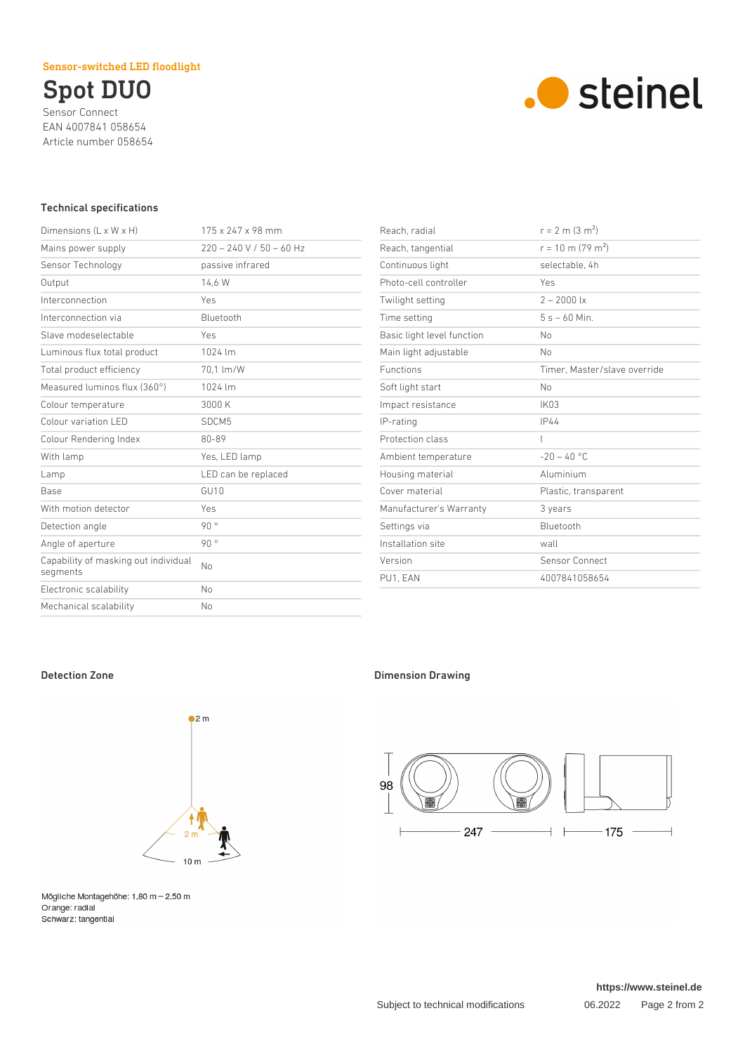Sensor-switched LED floodlight

# Spot DUO

Sensor Connect
EAN 4007841 058654
Article number 058654

steinel

## Technical specifications

| | |
|---|---|
| Dimensions (L x W x H) | 175 x 247 x 98 mm |
| Mains power supply | 220 – 240 V / 50 – 60 Hz |
| Sensor Technology | passive infrared |
| Output | 14,6 W |
| Interconnection | Yes |
| Interconnection via | Bluetooth |
| Slave modeselectable | Yes |
| Luminous flux total product | 1024 lm |
| Total product efficiency | 70,1 lm/W |
| Measured luminos flux (360°) | 1024 lm |
| Colour temperature | 3000 K |
| Colour variation LED | SDCM5 |
| Colour Rendering Index | 80-89 |
| With lamp | Yes, LED lamp |
| Lamp | LED can be replaced |
| Base | GU10 |
| With motion detector | Yes |
| Detection angle | 90 ° |
| Angle of aperture | 90 ° |
| Capability of masking out individual segments | No |
| Electronic scalability | No |
| Mechanical scalability | No |

| | |
|---|---|
| Reach, radial | r = 2 m (3 m²) |
| Reach, tangential | r = 10 m (79 m²) |
| Continuous light | selectable, 4h |
| Photo-cell controller | Yes |
| Twilight setting | 2 – 2000 lx |
| Time setting | 5 s – 60 Min. |
| Basic light level function | No |
| Main light adjustable | No |
| Functions | Timer, Master/slave override |
| Soft light start | No |
| Impact resistance | IK03 |
| IP-rating | IP44 |
| Protection class | I |
| Ambient temperature | -20 – 40 °C |
| Housing material | Aluminium |
| Cover material | Plastic, transparent |
| Manufacturer's Warranty | 3 years |
| Settings via | Bluetooth |
| Installation site | wall |
| Version | Sensor Connect |
| PU1, EAN | 4007841058654 |

## Detection Zone

2 m
2 m
10 m

Mögliche Montagehöhe: 1,80 m – 2,50 m
Orange: radial
Schwarz: tangential

## Dimension Drawing

98
247
175

https://www.steinel.de

Subject to technical modifications 06.2022